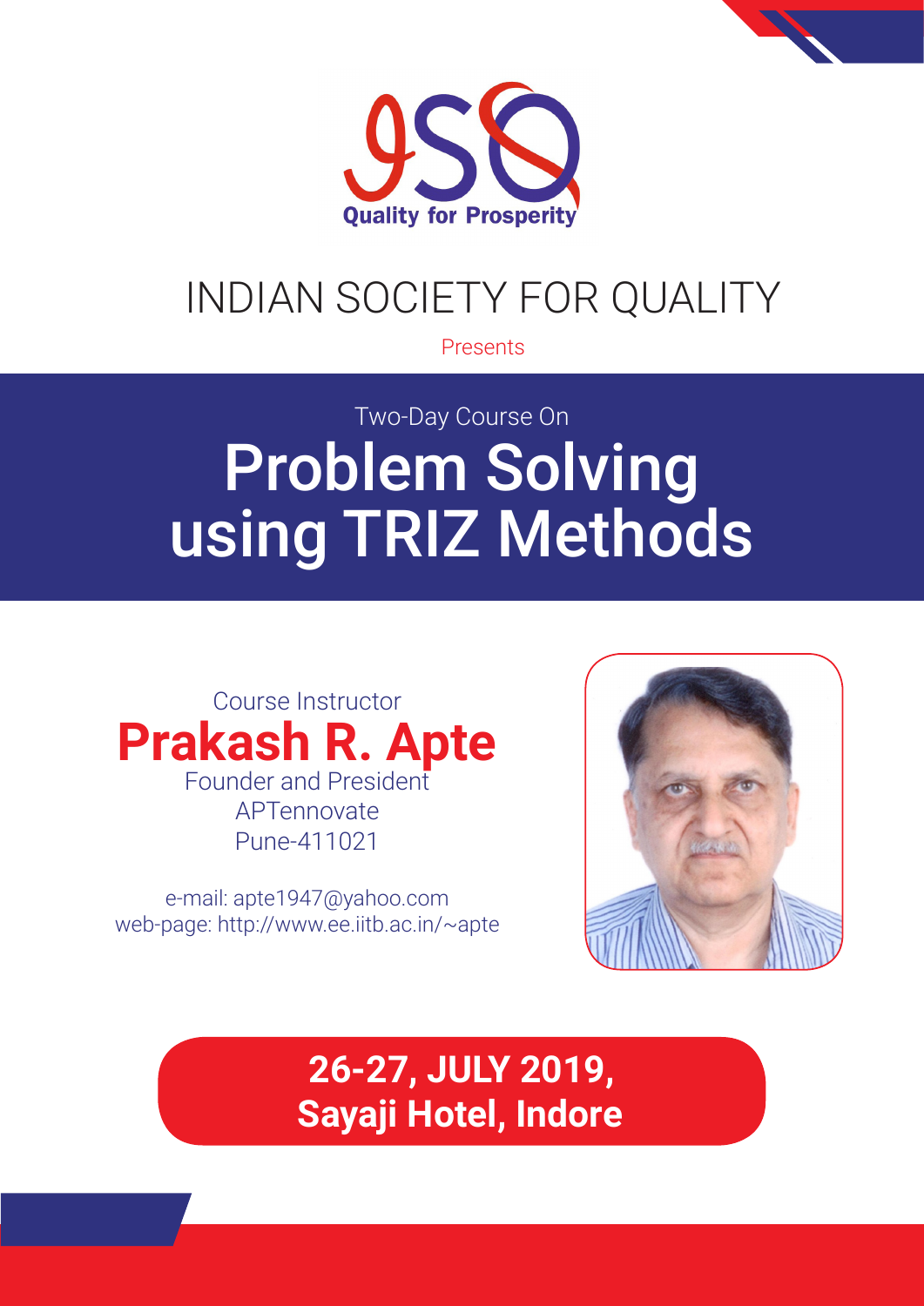ISQ

Quality for Prosperity

# INDIAN SOCIETY FOR QUALITY

Presents

Two-Day Course On

# Problem Solving using TRIZ Methods

Course Instructor

## Prakash R. Apte

Founder and President
APTennovate
Pune-411021

e-mail: apte1947@yahoo.com
web-page: http://www.ee.iitb.ac.in/~apte

**26-27, JULY 2019,**
**Sayaji Hotel, Indore**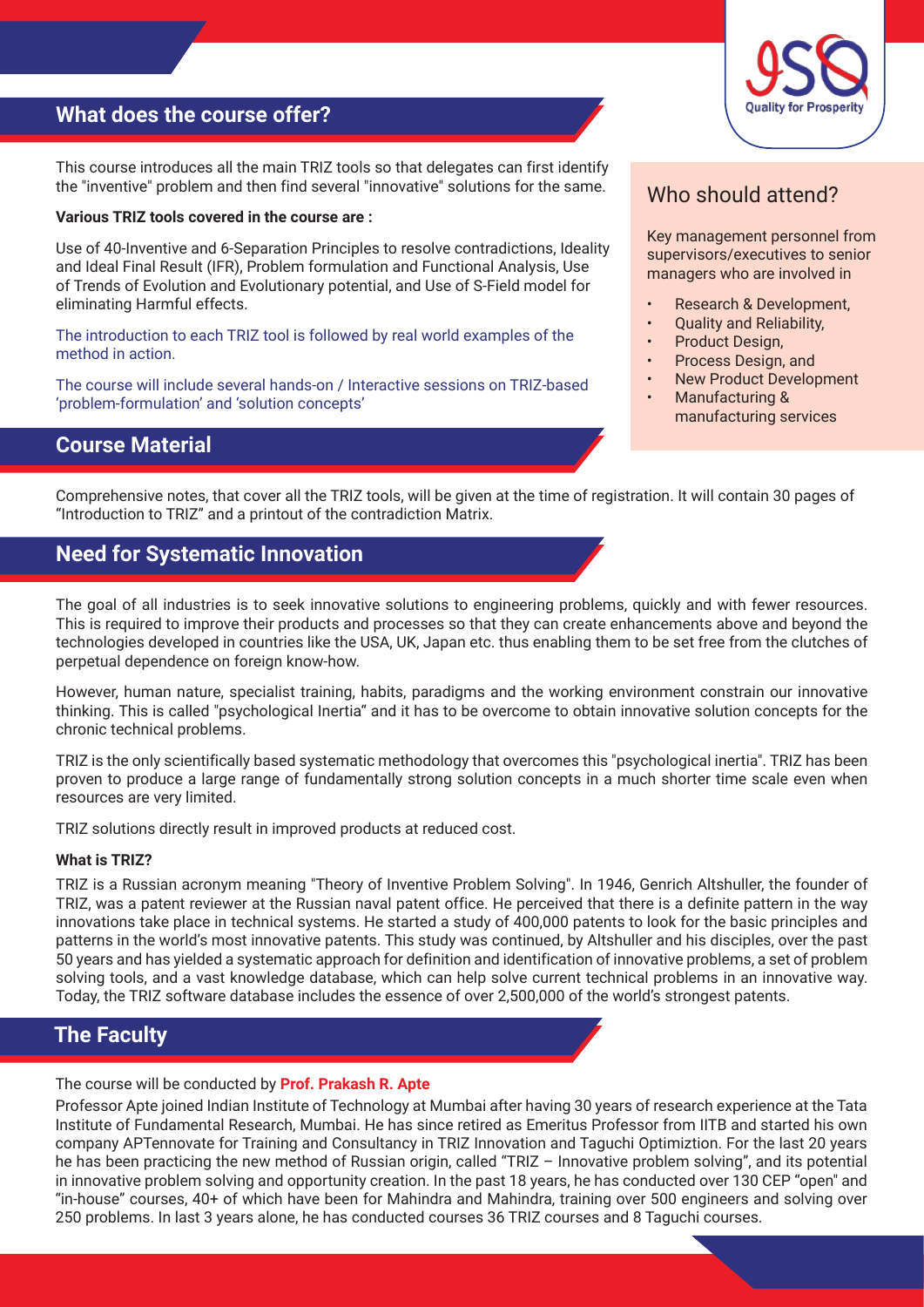## What does the course offer?

This course introduces all the main TRIZ tools so that delegates can first identify the "inventive" problem and then find several "innovative" solutions for the same.

**Various TRIZ tools covered in the course are :**

Use of 40-Inventive and 6-Separation Principles to resolve contradictions, Ideality and Ideal Final Result (IFR), Problem formulation and Functional Analysis, Use of Trends of Evolution and Evolutionary potential, and Use of S-Field model for eliminating Harmful effects.

The introduction to each TRIZ tool is followed by real world examples of the method in action.

The course will include several hands-on / Interactive sessions on TRIZ-based 'problem-formulation' and 'solution concepts'

## Who should attend?

Key management personnel from supervisors/executives to senior managers who are involved in

- Research & Development,
- Quality and Reliability,
- Product Design,
- Process Design, and
- New Product Development
- Manufacturing & manufacturing services

## Course Material

Comprehensive notes, that cover all the TRIZ tools, will be given at the time of registration. It will contain 30 pages of "Introduction to TRIZ" and a printout of the contradiction Matrix.

## Need for Systematic Innovation

The goal of all industries is to seek innovative solutions to engineering problems, quickly and with fewer resources. This is required to improve their products and processes so that they can create enhancements above and beyond the technologies developed in countries like the USA, UK, Japan etc. thus enabling them to be set free from the clutches of perpetual dependence on foreign know-how.

However, human nature, specialist training, habits, paradigms and the working environment constrain our innovative thinking. This is called "psychological Inertia" and it has to be overcome to obtain innovative solution concepts for the chronic technical problems.

TRIZ is the only scientifically based systematic methodology that overcomes this "psychological inertia". TRIZ has been proven to produce a large range of fundamentally strong solution concepts in a much shorter time scale even when resources are very limited.

TRIZ solutions directly result in improved products at reduced cost.

**What is TRIZ?**

TRIZ is a Russian acronym meaning "Theory of Inventive Problem Solving". In 1946, Genrich Altshuller, the founder of TRIZ, was a patent reviewer at the Russian naval patent office. He perceived that there is a definite pattern in the way innovations take place in technical systems. He started a study of 400,000 patents to look for the basic principles and patterns in the world's most innovative patents. This study was continued, by Altshuller and his disciples, over the past 50 years and has yielded a systematic approach for definition and identification of innovative problems, a set of problem solving tools, and a vast knowledge database, which can help solve current technical problems in an innovative way. Today, the TRIZ software database includes the essence of over 2,500,000 of the world's strongest patents.

## The Faculty

The course will be conducted by **Prof. Prakash R. Apte**

Professor Apte joined Indian Institute of Technology at Mumbai after having 30 years of research experience at the Tata Institute of Fundamental Research, Mumbai. He has since retired as Emeritus Professor from IITB and started his own company APTennovate for Training and Consultancy in TRIZ Innovation and Taguchi Optimiztion. For the last 20 years he has been practicing the new method of Russian origin, called "TRIZ – Innovative problem solving", and its potential in innovative problem solving and opportunity creation. In the past 18 years, he has conducted over 130 CEP "open" and "in-house" courses, 40+ of which have been for Mahindra and Mahindra, training over 500 engineers and solving over 250 problems. In last 3 years alone, he has conducted courses 36 TRIZ courses and 8 Taguchi courses.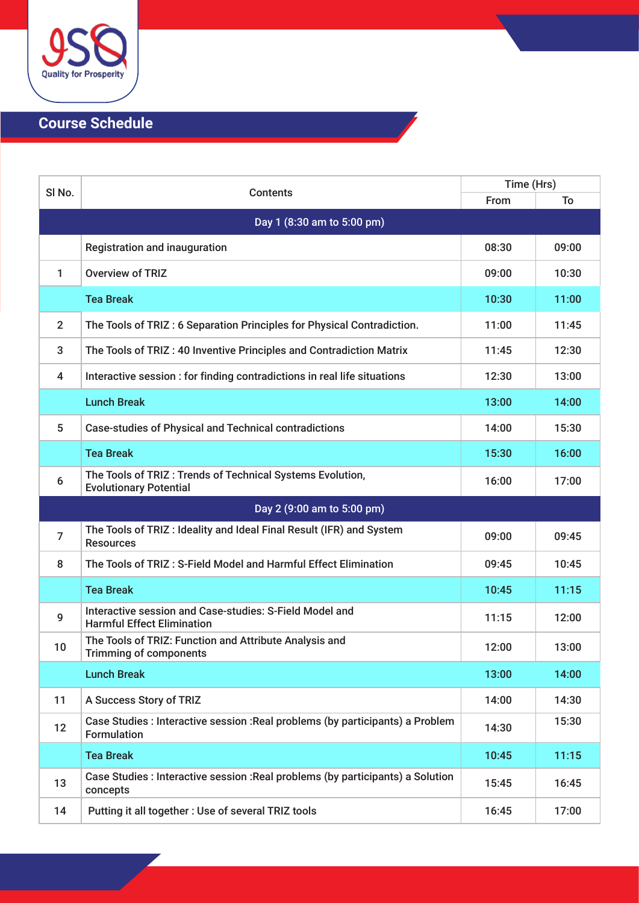## Course Schedule

| Sl No. | Contents | Time (Hrs) | |
|---|---|---|---|
| | | From | To |
| Day 1 (8:30 am to 5:00 pm) | | | |
| | Registration and inauguration | 08:30 | 09:00 |
| 1 | Overview of TRIZ | 09:00 | 10:30 |
| | Tea Break | 10:30 | 11:00 |
| 2 | The Tools of TRIZ : 6 Separation Principles for Physical Contradiction. | 11:00 | 11:45 |
| 3 | The Tools of TRIZ : 40 Inventive Principles and Contradiction Matrix | 11:45 | 12:30 |
| 4 | Interactive session : for finding contradictions in real life situations | 12:30 | 13:00 |
| | Lunch Break | 13:00 | 14:00 |
| 5 | Case-studies of Physical and Technical contradictions | 14:00 | 15:30 |
| | Tea Break | 15:30 | 16:00 |
| 6 | The Tools of TRIZ : Trends of Technical Systems Evolution, Evolutionary Potential | 16:00 | 17:00 |
| Day 2 (9:00 am to 5:00 pm) | | | |
| 7 | The Tools of TRIZ : Ideality and Ideal Final Result (IFR) and System Resources | 09:00 | 09:45 |
| 8 | The Tools of TRIZ : S-Field Model and Harmful Effect Elimination | 09:45 | 10:45 |
| | Tea Break | 10:45 | 11:15 |
| 9 | Interactive session and Case-studies: S-Field Model and Harmful Effect Elimination | 11:15 | 12:00 |
| 10 | The Tools of TRIZ: Function and Attribute Analysis and Trimming of components | 12:00 | 13:00 |
| | Lunch Break | 13:00 | 14:00 |
| 11 | A Success Story of TRIZ | 14:00 | 14:30 |
| 12 | Case Studies : Interactive session :Real problems (by participants) a Problem Formulation | 14:30 | 15:30 |
| | Tea Break | 10:45 | 11:15 |
| 13 | Case Studies : Interactive session :Real problems (by participants) a Solution concepts | 15:45 | 16:45 |
| 14 | Putting it all together : Use of several TRIZ tools | 16:45 | 17:00 |